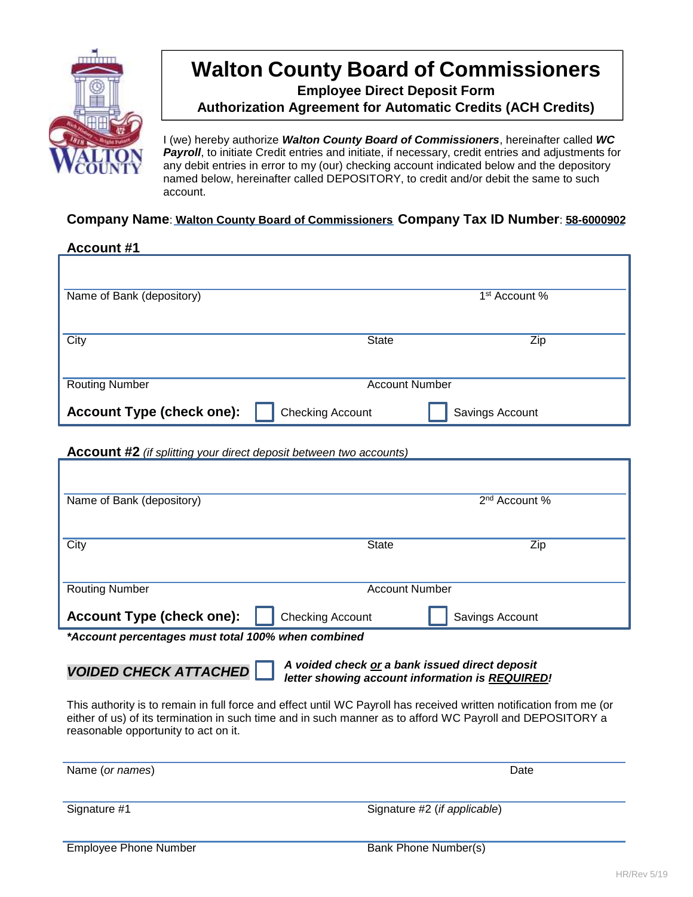# Walton County Board of Commissioners

**Employee Direct Deposit Form**

**Authorization Agreement for Automatic Credits (ACH Credits)**

I (we) hereby authorize ***Walton County Board of Commissioners***, hereinafter called ***WC Payroll***, to initiate Credit entries and initiate, if necessary, credit entries and adjustments for any debit entries in error to my (our) checking account indicated below and the depository named below, hereinafter called DEPOSITORY, to credit and/or debit the same to such account.

**Company Name**: **Walton County Board of Commissioners** **Company Tax ID Number**: **58-6000902**

## Account #1

| | | |
|---|---|---|
| Name of Bank (depository) | | 1st Account % |
| City | State | Zip |
| Routing Number | Account Number | |

**Account Type (check one):** ☐ Checking Account ☐ Savings Account

## Account #2 *(if splitting your direct deposit between two accounts)*

| | | |
|---|---|---|
| Name of Bank (depository) | | 2nd Account % |
| City | State | Zip |
| Routing Number | Account Number | |

**Account Type (check one):** ☐ Checking Account ☐ Savings Account

***Account percentages must total 100% when combined**

***VOIDED CHECK ATTACHED*** ☐ ***A voided check or a bank issued direct deposit letter showing account information is REQUIRED!***

This authority is to remain in full force and effect until WC Payroll has received written notification from me (or either of us) of its termination in such time and in such manner as to afford WC Payroll and DEPOSITORY a reasonable opportunity to act on it.

| | |
|---|---|
| Name (*or names*) | Date |
| Signature #1 | Signature #2 (*if applicable*) |
| Employee Phone Number | Bank Phone Number(s) |

HR/Rev 5/19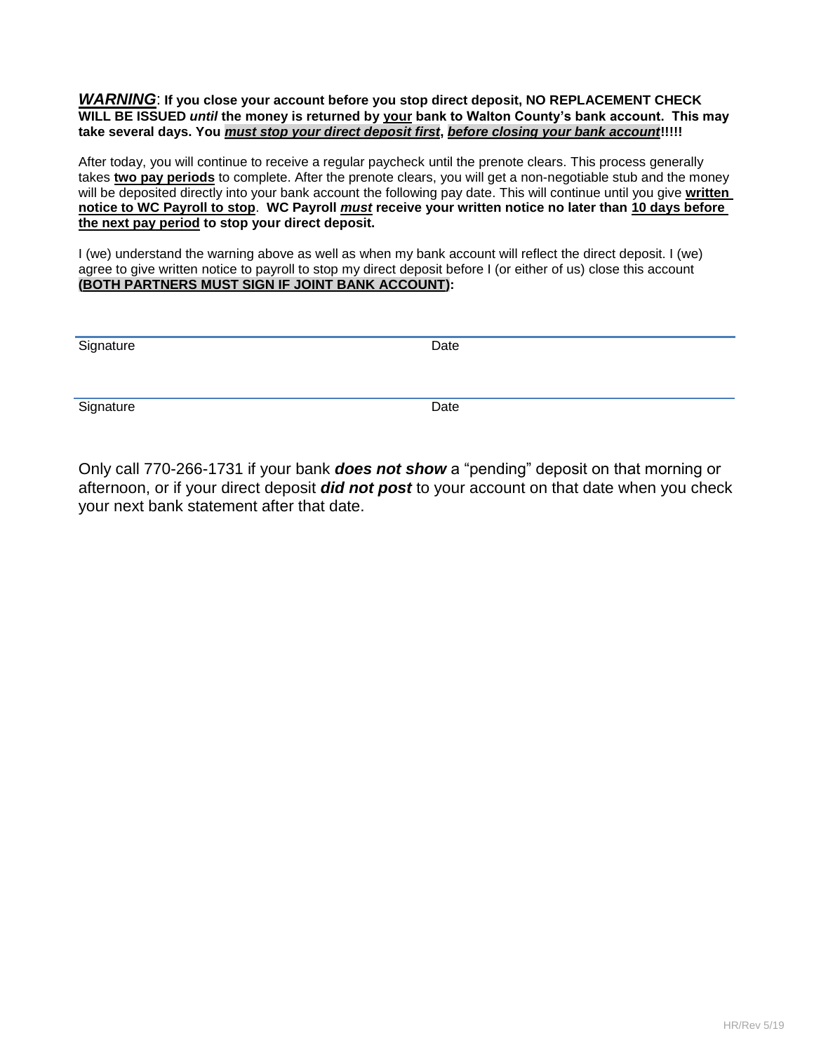***WARNING***: **If you close your account before you stop direct deposit, NO REPLACEMENT CHECK WILL BE ISSUED *until* the money is returned by <u>your</u> bank to Walton County's bank account. This may take several days. You *<u>must stop your direct deposit first</u>*, *<u>before closing your bank account</u>*!!!!!**

After today, you will continue to receive a regular paycheck until the prenote clears. This process generally takes **<u>two pay periods</u>** to complete. After the prenote clears, you will get a non-negotiable stub and the money will be deposited directly into your bank account the following pay date. This will continue until you give **<u>written notice to WC Payroll to stop</u>**. **WC Payroll *<u>must</u>* receive your written notice no later than <u>10 days before the next pay period</u> to stop your direct deposit.**

I (we) understand the warning above as well as when my bank account will reflect the direct deposit. I (we) agree to give written notice to payroll to stop my direct deposit before I (or either of us) close this account **<u>(BOTH PARTNERS MUST SIGN IF JOINT BANK ACCOUNT)</u>:**

Signature Date

Signature Date

Only call 770-266-1731 if your bank ***does not show*** a "pending" deposit on that morning or afternoon, or if your direct deposit ***did not post*** to your account on that date when you check your next bank statement after that date.